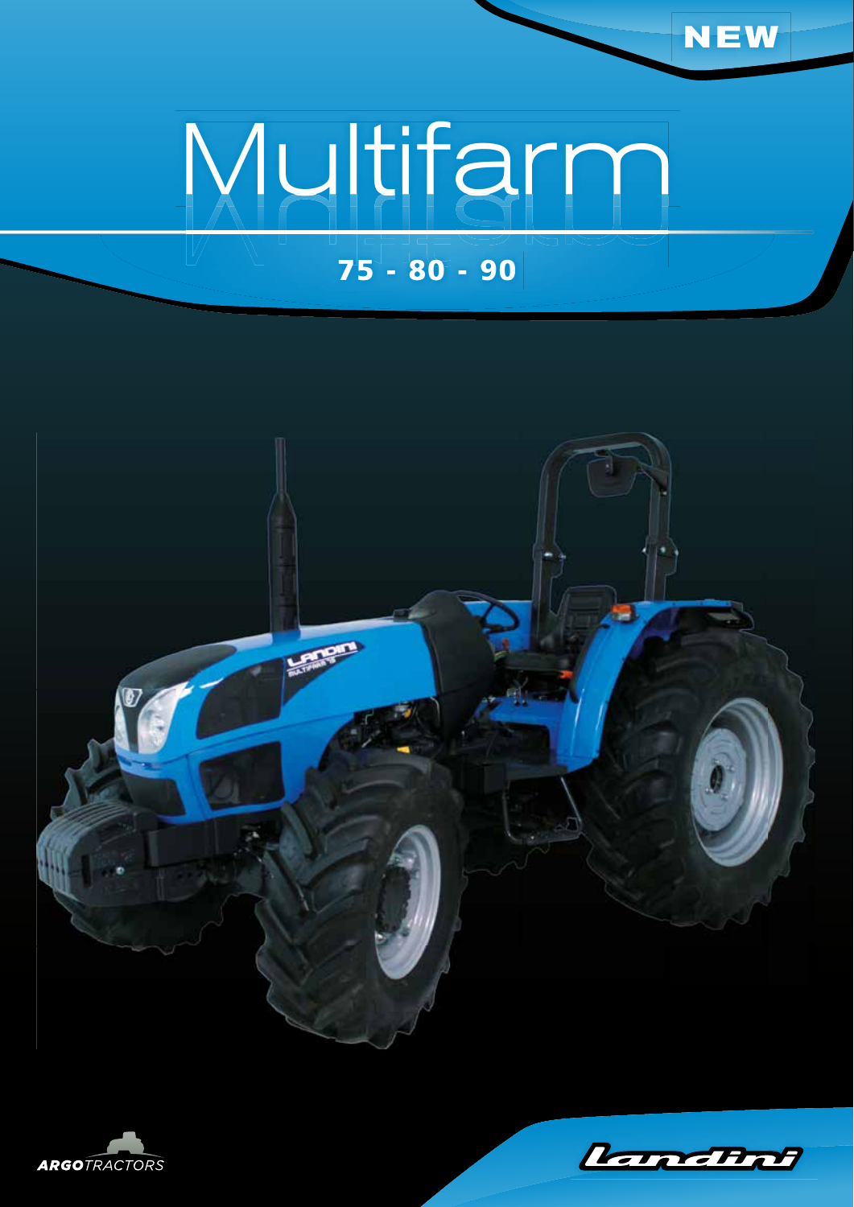NEW

# Multifarm

## 75 - 80 - 90

ARGOTRACTORS

Landini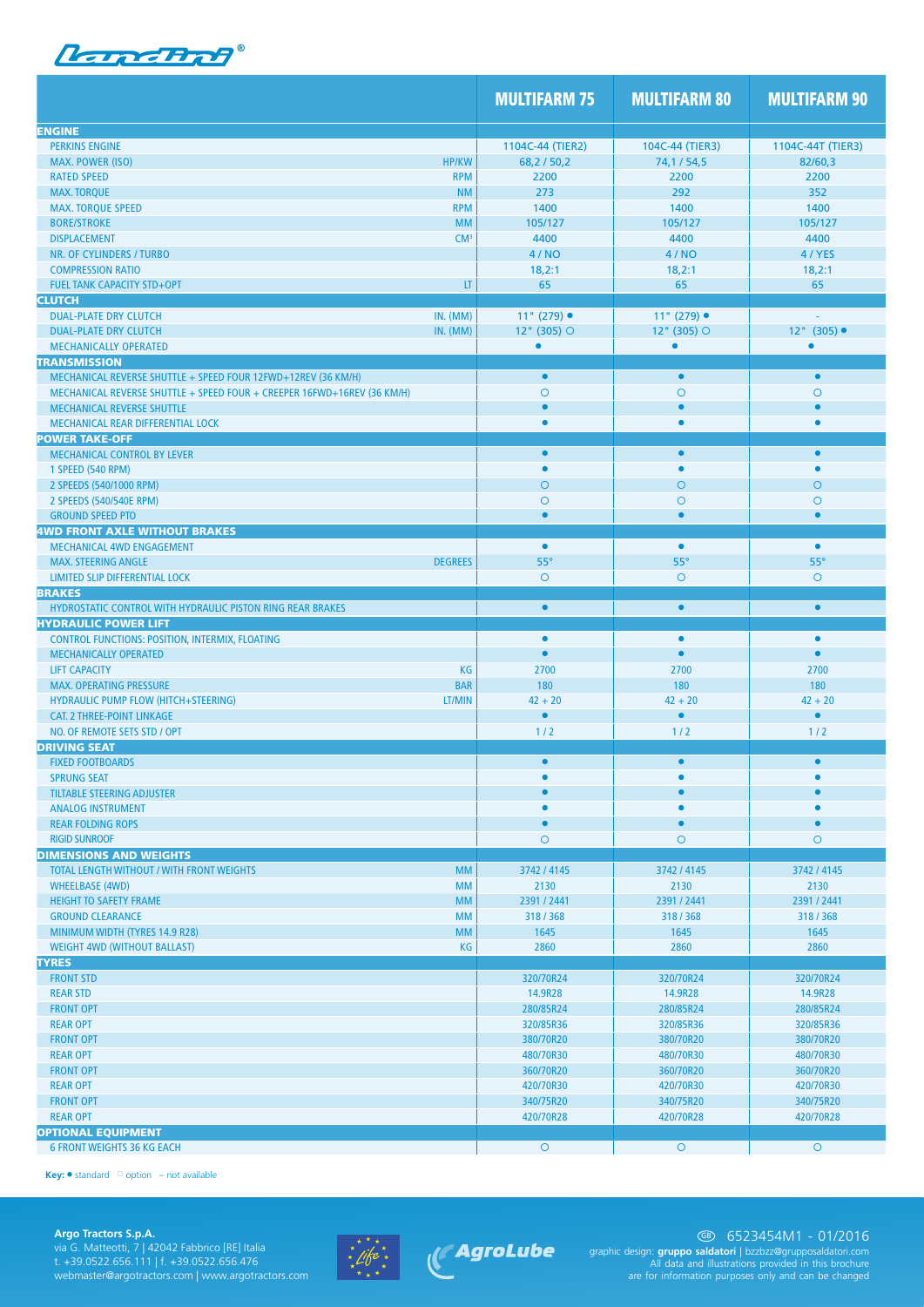Landini®

| | | MULTIFARM 75 | MULTIFARM 80 | MULTIFARM 90 |
|---|---|---|---|---|
| **ENGINE** | | | | |
| PERKINS ENGINE | | 1104C-44 (TIER2) | 104C-44 (TIER3) | 1104C-44T (TIER3) |
| MAX. POWER (ISO) | HP/KW | 68,2 / 50,2 | 74,1 / 54,5 | 82/60,3 |
| RATED SPEED | RPM | 2200 | 2200 | 2200 |
| MAX. TORQUE | NM | 273 | 292 | 352 |
| MAX. TORQUE SPEED | RPM | 1400 | 1400 | 1400 |
| BORE/STROKE | MM | 105/127 | 105/127 | 105/127 |
| DISPLACEMENT | CM³ | 4400 | 4400 | 4400 |
| NR. OF CYLINDERS / TURBO | | 4 / NO | 4 / NO | 4 / YES |
| COMPRESSION RATIO | | 18,2:1 | 18,2:1 | 18,2:1 |
| FUEL TANK CAPACITY STD+OPT | LT | 65 | 65 | 65 |
| **CLUTCH** | | | | |
| DUAL-PLATE DRY CLUTCH | IN. (MM) | 11" (279) ● | 11" (279) ● | - |
| DUAL-PLATE DRY CLUTCH | IN. (MM) | 12" (305) ○ | 12" (305) ○ | 12" (305) ● |
| MECHANICALLY OPERATED | | ● | ● | ● |
| **TRANSMISSION** | | | | |
| MECHANICAL REVERSE SHUTTLE + SPEED FOUR 12FWD+12REV (36 KM/H) | | ● | ● | ● |
| MECHANICAL REVERSE SHUTTLE + SPEED FOUR + CREEPER 16FWD+16REV (36 KM/H) | | ○ | ○ | ○ |
| MECHANICAL REVERSE SHUTTLE | | ● | ● | ● |
| MECHANICAL REAR DIFFERENTIAL LOCK | | ● | ● | ● |
| **POWER TAKE-OFF** | | | | |
| MECHANICAL CONTROL BY LEVER | | ● | ● | ● |
| 1 SPEED (540 RPM) | | ● | ● | ● |
| 2 SPEEDS (540/1000 RPM) | | ○ | ○ | ○ |
| 2 SPEEDS (540/540E RPM) | | ○ | ○ | ○ |
| GROUND SPEED PTO | | ● | ● | ● |
| **4WD FRONT AXLE WITHOUT BRAKES** | | | | |
| MECHANICAL 4WD ENGAGEMENT | | ● | ● | ● |
| MAX. STEERING ANGLE | DEGREES | 55° | 55° | 55° |
| LIMITED SLIP DIFFERENTIAL LOCK | | ○ | ○ | ○ |
| **BRAKES** | | | | |
| HYDROSTATIC CONTROL WITH HYDRAULIC PISTON RING REAR BRAKES | | ● | ● | ● |
| **HYDRAULIC POWER LIFT** | | | | |
| CONTROL FUNCTIONS: POSITION, INTERMIX, FLOATING | | ● | ● | ● |
| MECHANICALLY OPERATED | | ● | ● | ● |
| LIFT CAPACITY | KG | 2700 | 2700 | 2700 |
| MAX. OPERATING PRESSURE | BAR | 180 | 180 | 180 |
| HYDRAULIC PUMP FLOW (HITCH+STEERING) | LT/MIN | 42 + 20 | 42 + 20 | 42 + 20 |
| CAT. 2 THREE-POINT LINKAGE | | ● | ● | ● |
| NO. OF REMOTE SETS STD / OPT | | 1 / 2 | 1 / 2 | 1 / 2 |
| **DRIVING SEAT** | | | | |
| FIXED FOOTBOARDS | | ● | ● | ● |
| SPRUNG SEAT | | ● | ● | ● |
| TILTABLE STEERING ADJUSTER | | ● | ● | ● |
| ANALOG INSTRUMENT | | ● | ● | ● |
| REAR FOLDING ROPS | | ● | ● | ● |
| RIGID SUNROOF | | ○ | ○ | ○ |
| **DIMENSIONS AND WEIGHTS** | | | | |
| TOTAL LENGTH WITHOUT / WITH FRONT WEIGHTS | MM | 3742 / 4145 | 3742 / 4145 | 3742 / 4145 |
| WHEELBASE (4WD) | MM | 2130 | 2130 | 2130 |
| HEIGHT TO SAFETY FRAME | MM | 2391 / 2441 | 2391 / 2441 | 2391 / 2441 |
| GROUND CLEARANCE | MM | 318 / 368 | 318 / 368 | 318 / 368 |
| MINIMUM WIDTH (TYRES 14.9 R28) | MM | 1645 | 1645 | 1645 |
| WEIGHT 4WD (WITHOUT BALLAST) | KG | 2860 | 2860 | 2860 |
| **TYRES** | | | | |
| FRONT STD | | 320/70R24 | 320/70R24 | 320/70R24 |
| REAR STD | | 14.9R28 | 14.9R28 | 14.9R28 |
| FRONT OPT | | 280/85R24 | 280/85R24 | 280/85R24 |
| REAR OPT | | 320/85R36 | 320/85R36 | 320/85R36 |
| FRONT OPT | | 380/70R20 | 380/70R20 | 380/70R20 |
| REAR OPT | | 480/70R30 | 480/70R30 | 480/70R30 |
| FRONT OPT | | 360/70R20 | 360/70R20 | 360/70R20 |
| REAR OPT | | 420/70R30 | 420/70R30 | 420/70R30 |
| FRONT OPT | | 340/75R20 | 340/75R20 | 340/75R20 |
| REAR OPT | | 420/70R28 | 420/70R28 | 420/70R28 |
| **OPTIONAL EQUIPMENT** | | | | |
| 6 FRONT WEIGHTS 36 KG EACH | | ○ | ○ | ○ |

**Key:** ● standard ○ option – not available

**Argo Tractors S.p.A.**
via G. Matteotti, 7 | 42042 Fabbrico [RE] Italia
t. +39.0522.656.111 | f. +39.0522.656.476
webmaster@argotractors.com | www.argotractors.com

AgroLube

GB 6523454M1 - 01/2016
graphic design: **gruppo saldatori** | bzzbzz@grupposaldatori.com
All data and illustrations provided in this brochure are for information purposes only and can be changed